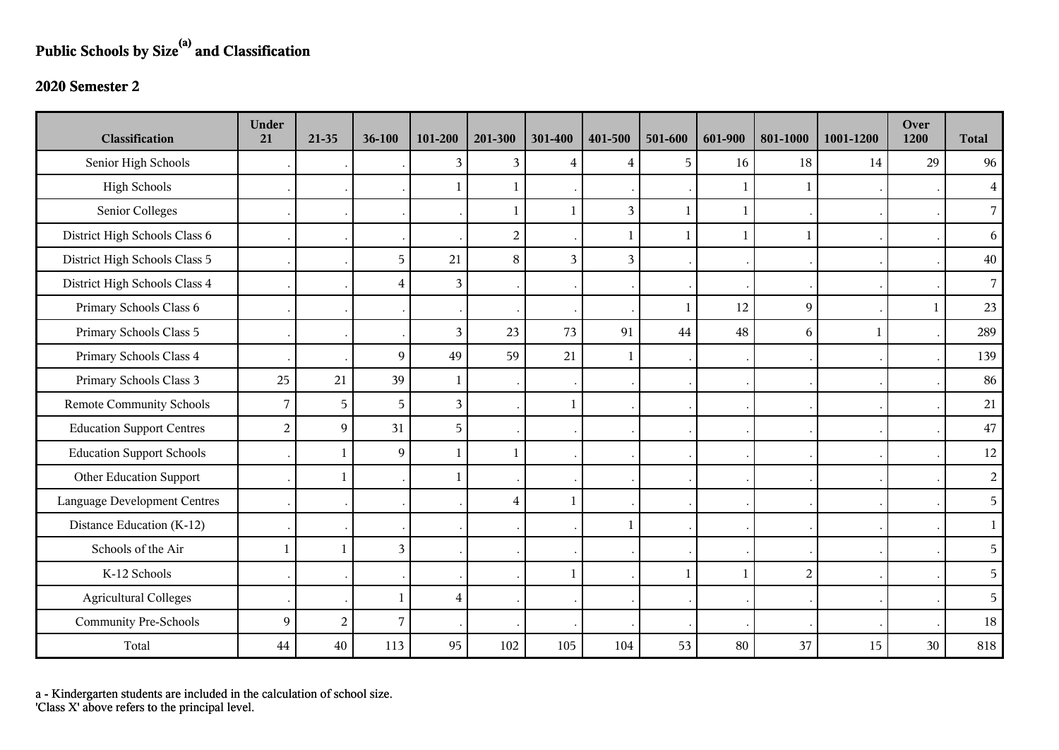# Public Schools by Size[a] and Classification

## 2020 Semester 2

| Classification | Under 21 | 21-35 | 36-100 | 101-200 | 201-300 | 301-400 | 401-500 | 501-600 | 601-900 | 801-1000 | 1001-1200 | Over 1200 | Total |
|---|---|---|---|---|---|---|---|---|---|---|---|---|---|
| Senior High Schools | . | . | . | 3 | 3 | 4 | 4 | 5 | 16 | 18 | 14 | 29 | 96 |
| High Schools | . | . | . | 1 | 1 | . | . | . | 1 | 1 | . | . | 4 |
| Senior Colleges | . | . | . | . | 1 | 1 | 3 | 1 | 1 | . | . | . | 7 |
| District High Schools Class 6 | . | . | . | . | 2 | . | 1 | 1 | 1 | 1 | . | . | 6 |
| District High Schools Class 5 | . | . | 5 | 21 | 8 | 3 | 3 | . | . | . | . | . | 40 |
| District High Schools Class 4 | . | . | 4 | 3 | . | . | . | . | . | . | . | . | 7 |
| Primary Schools Class 6 | . | . | . | . | . | . | . | 1 | 12 | 9 | . | 1 | 23 |
| Primary Schools Class 5 | . | . | . | 3 | 23 | 73 | 91 | 44 | 48 | 6 | 1 | . | 289 |
| Primary Schools Class 4 | . | . | 9 | 49 | 59 | 21 | 1 | . | . | . | . | . | 139 |
| Primary Schools Class 3 | 25 | 21 | 39 | 1 | . | . | . | . | . | . | . | . | 86 |
| Remote Community Schools | 7 | 5 | 5 | 3 | . | 1 | . | . | . | . | . | . | 21 |
| Education Support Centres | 2 | 9 | 31 | 5 | . | . | . | . | . | . | . | . | 47 |
| Education Support Schools | . | 1 | 9 | 1 | 1 | . | . | . | . | . | . | . | 12 |
| Other Education Support | . | 1 | . | 1 | . | . | . | . | . | . | . | . | 2 |
| Language Development Centres | . | . | . | . | 4 | 1 | . | . | . | . | . | . | 5 |
| Distance Education (K-12) | . | . | . | . | . | . | 1 | . | . | . | . | . | 1 |
| Schools of the Air | 1 | 1 | 3 | . | . | . | . | . | . | . | . | . | 5 |
| K-12 Schools | . | . | . | . | . | 1 | . | 1 | 1 | 2 | . | . | 5 |
| Agricultural Colleges | . | . | 1 | 4 | . | . | . | . | . | . | . | . | 5 |
| Community Pre-Schools | 9 | 2 | 7 | . | . | . | . | . | . | . | . | . | 18 |
| Total | 44 | 40 | 113 | 95 | 102 | 105 | 104 | 53 | 80 | 37 | 15 | 30 | 818 |

a - Kindergarten students are included in the calculation of school size.
'Class X' above refers to the principal level.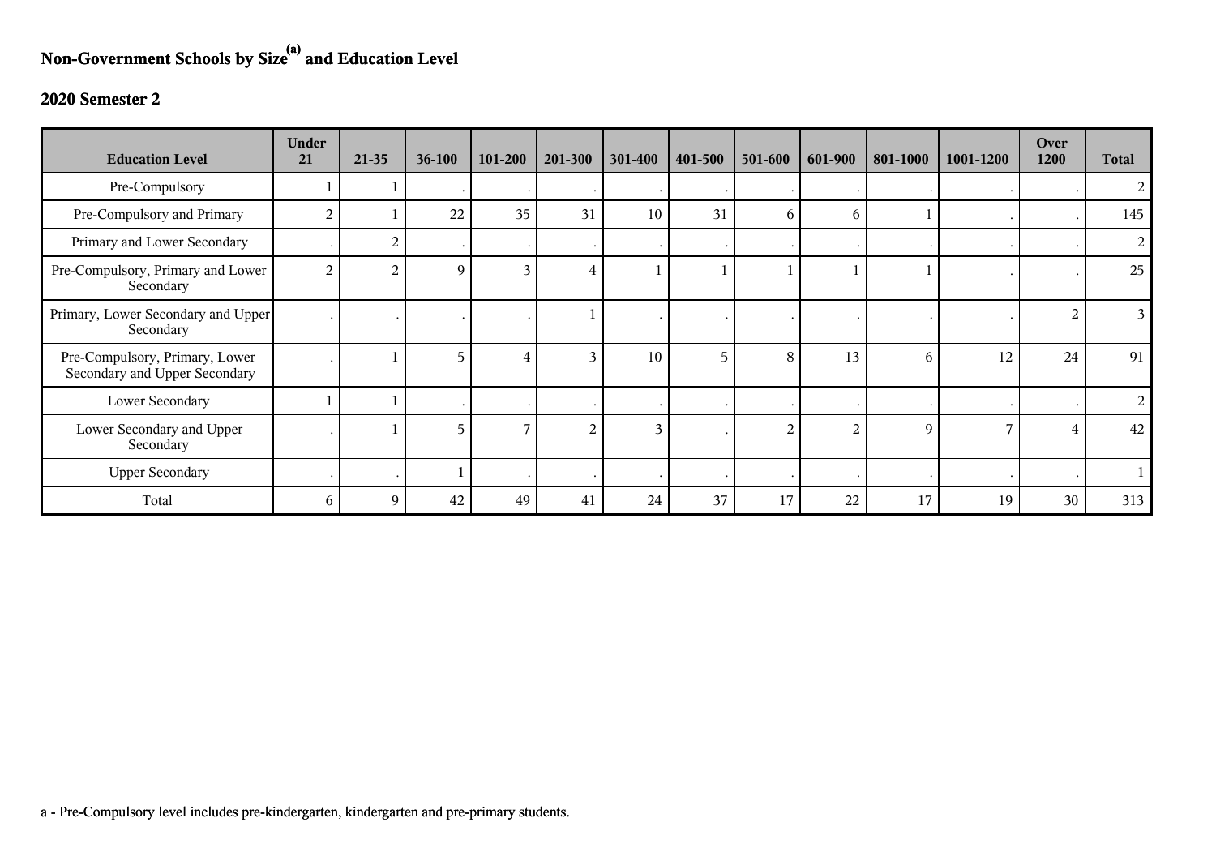# Non-Government Schools by Size[(a)] and Education Level

## 2020 Semester 2

| Education Level | Under 21 | 21-35 | 36-100 | 101-200 | 201-300 | 301-400 | 401-500 | 501-600 | 601-900 | 801-1000 | 1001-1200 | Over 1200 | Total |
|---|---|---|---|---|---|---|---|---|---|---|---|---|---|
| Pre-Compulsory | 1 | 1 | . | . | . | . | . | . | . | . | . | . | 2 |
| Pre-Compulsory and Primary | 2 | 1 | 22 | 35 | 31 | 10 | 31 | 6 | 6 | 1 | . | . | 145 |
| Primary and Lower Secondary | . | 2 | . | . | . | . | . | . | . | . | . | . | 2 |
| Pre-Compulsory, Primary and Lower Secondary | 2 | 2 | 9 | 3 | 4 | 1 | 1 | 1 | 1 | 1 | . | . | 25 |
| Primary, Lower Secondary and Upper Secondary | . | . | . | . | 1 | . | . | . | . | . | . | 2 | 3 |
| Pre-Compulsory, Primary, Lower Secondary and Upper Secondary | . | 1 | 5 | 4 | 3 | 10 | 5 | 8 | 13 | 6 | 12 | 24 | 91 |
| Lower Secondary | 1 | 1 | . | . | . | . | . | . | . | . | . | . | 2 |
| Lower Secondary and Upper Secondary | . | 1 | 5 | 7 | 2 | 3 | . | 2 | 2 | 9 | 7 | 4 | 42 |
| Upper Secondary | . | . | 1 | . | . | . | . | . | . | . | . | . | 1 |
| Total | 6 | 9 | 42 | 49 | 41 | 24 | 37 | 17 | 22 | 17 | 19 | 30 | 313 |

a - Pre-Compulsory level includes pre-kindergarten, kindergarten and pre-primary students.